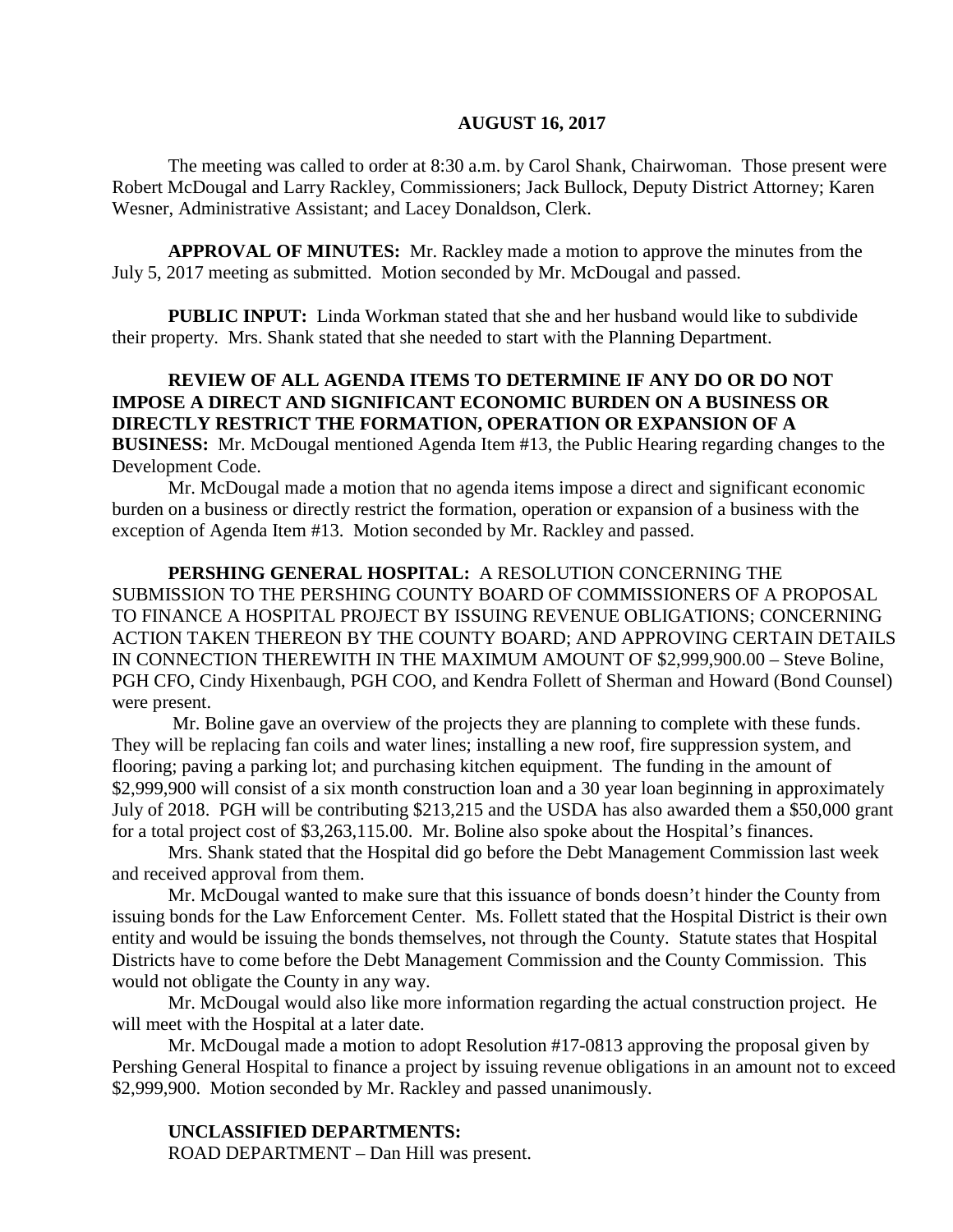**AUGUST 16, 2017**

The meeting was called to order at 8:30 a.m. by Carol Shank, Chairwoman. Those present were Robert McDougal and Larry Rackley, Commissioners; Jack Bullock, Deputy District Attorney; Karen Wesner, Administrative Assistant; and Lacey Donaldson, Clerk.

**APPROVAL OF MINUTES:** Mr. Rackley made a motion to approve the minutes from the July 5, 2017 meeting as submitted. Motion seconded by Mr. McDougal and passed.

**PUBLIC INPUT:** Linda Workman stated that she and her husband would like to subdivide their property. Mrs. Shank stated that she needed to start with the Planning Department.

**REVIEW OF ALL AGENDA ITEMS TO DETERMINE IF ANY DO OR DO NOT IMPOSE A DIRECT AND SIGNIFICANT ECONOMIC BURDEN ON A BUSINESS OR DIRECTLY RESTRICT THE FORMATION, OPERATION OR EXPANSION OF A BUSINESS:** Mr. McDougal mentioned Agenda Item #13, the Public Hearing regarding changes to the Development Code.

Mr. McDougal made a motion that no agenda items impose a direct and significant economic burden on a business or directly restrict the formation, operation or expansion of a business with the exception of Agenda Item #13. Motion seconded by Mr. Rackley and passed.

**PERSHING GENERAL HOSPITAL:** A RESOLUTION CONCERNING THE SUBMISSION TO THE PERSHING COUNTY BOARD OF COMMISSIONERS OF A PROPOSAL TO FINANCE A HOSPITAL PROJECT BY ISSUING REVENUE OBLIGATIONS; CONCERNING ACTION TAKEN THEREON BY THE COUNTY BOARD; AND APPROVING CERTAIN DETAILS IN CONNECTION THEREWITH IN THE MAXIMUM AMOUNT OF $2,999,900.00 – Steve Boline, PGH CFO, Cindy Hixenbaugh, PGH COO, and Kendra Follett of Sherman and Howard (Bond Counsel) were present.

Mr. Boline gave an overview of the projects they are planning to complete with these funds. They will be replacing fan coils and water lines; installing a new roof, fire suppression system, and flooring; paving a parking lot; and purchasing kitchen equipment. The funding in the amount of $2,999,900 will consist of a six month construction loan and a 30 year loan beginning in approximately July of 2018. PGH will be contributing $213,215 and the USDA has also awarded them a $50,000 grant for a total project cost of $3,263,115.00. Mr. Boline also spoke about the Hospital's finances.

Mrs. Shank stated that the Hospital did go before the Debt Management Commission last week and received approval from them.

Mr. McDougal wanted to make sure that this issuance of bonds doesn't hinder the County from issuing bonds for the Law Enforcement Center. Ms. Follett stated that the Hospital District is their own entity and would be issuing the bonds themselves, not through the County. Statute states that Hospital Districts have to come before the Debt Management Commission and the County Commission. This would not obligate the County in any way.

Mr. McDougal would also like more information regarding the actual construction project. He will meet with the Hospital at a later date.

Mr. McDougal made a motion to adopt Resolution #17-0813 approving the proposal given by Pershing General Hospital to finance a project by issuing revenue obligations in an amount not to exceed $2,999,900. Motion seconded by Mr. Rackley and passed unanimously.

**UNCLASSIFIED DEPARTMENTS:**

ROAD DEPARTMENT – Dan Hill was present.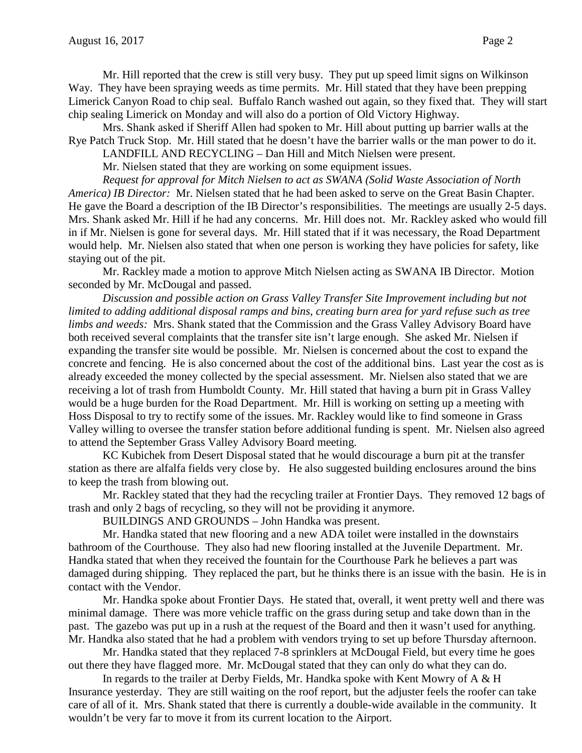Mr. Hill reported that the crew is still very busy. They put up speed limit signs on Wilkinson Way. They have been spraying weeds as time permits. Mr. Hill stated that they have been prepping Limerick Canyon Road to chip seal. Buffalo Ranch washed out again, so they fixed that. They will start chip sealing Limerick on Monday and will also do a portion of Old Victory Highway.

Mrs. Shank asked if Sheriff Allen had spoken to Mr. Hill about putting up barrier walls at the Rye Patch Truck Stop. Mr. Hill stated that he doesn't have the barrier walls or the man power to do it.

LANDFILL AND RECYCLING – Dan Hill and Mitch Nielsen were present.

Mr. Nielsen stated that they are working on some equipment issues.

*Request for approval for Mitch Nielsen to act as SWANA (Solid Waste Association of North America) IB Director:* Mr. Nielsen stated that he had been asked to serve on the Great Basin Chapter. He gave the Board a description of the IB Director's responsibilities. The meetings are usually 2-5 days. Mrs. Shank asked Mr. Hill if he had any concerns. Mr. Hill does not. Mr. Rackley asked who would fill in if Mr. Nielsen is gone for several days. Mr. Hill stated that if it was necessary, the Road Department would help. Mr. Nielsen also stated that when one person is working they have policies for safety, like staying out of the pit.

Mr. Rackley made a motion to approve Mitch Nielsen acting as SWANA IB Director. Motion seconded by Mr. McDougal and passed.

*Discussion and possible action on Grass Valley Transfer Site Improvement including but not limited to adding additional disposal ramps and bins, creating burn area for yard refuse such as tree limbs and weeds:* Mrs. Shank stated that the Commission and the Grass Valley Advisory Board have both received several complaints that the transfer site isn't large enough. She asked Mr. Nielsen if expanding the transfer site would be possible. Mr. Nielsen is concerned about the cost to expand the concrete and fencing. He is also concerned about the cost of the additional bins. Last year the cost as is already exceeded the money collected by the special assessment. Mr. Nielsen also stated that we are receiving a lot of trash from Humboldt County. Mr. Hill stated that having a burn pit in Grass Valley would be a huge burden for the Road Department. Mr. Hill is working on setting up a meeting with Hoss Disposal to try to rectify some of the issues. Mr. Rackley would like to find someone in Grass Valley willing to oversee the transfer station before additional funding is spent. Mr. Nielsen also agreed to attend the September Grass Valley Advisory Board meeting.

KC Kubichek from Desert Disposal stated that he would discourage a burn pit at the transfer station as there are alfalfa fields very close by. He also suggested building enclosures around the bins to keep the trash from blowing out.

Mr. Rackley stated that they had the recycling trailer at Frontier Days. They removed 12 bags of trash and only 2 bags of recycling, so they will not be providing it anymore.

BUILDINGS AND GROUNDS – John Handka was present.

Mr. Handka stated that new flooring and a new ADA toilet were installed in the downstairs bathroom of the Courthouse. They also had new flooring installed at the Juvenile Department. Mr. Handka stated that when they received the fountain for the Courthouse Park he believes a part was damaged during shipping. They replaced the part, but he thinks there is an issue with the basin. He is in contact with the Vendor.

Mr. Handka spoke about Frontier Days. He stated that, overall, it went pretty well and there was minimal damage. There was more vehicle traffic on the grass during setup and take down than in the past. The gazebo was put up in a rush at the request of the Board and then it wasn't used for anything. Mr. Handka also stated that he had a problem with vendors trying to set up before Thursday afternoon.

Mr. Handka stated that they replaced 7-8 sprinklers at McDougal Field, but every time he goes out there they have flagged more. Mr. McDougal stated that they can only do what they can do.

In regards to the trailer at Derby Fields, Mr. Handka spoke with Kent Mowry of A & H Insurance yesterday. They are still waiting on the roof report, but the adjuster feels the roofer can take care of all of it. Mrs. Shank stated that there is currently a double-wide available in the community. It wouldn't be very far to move it from its current location to the Airport.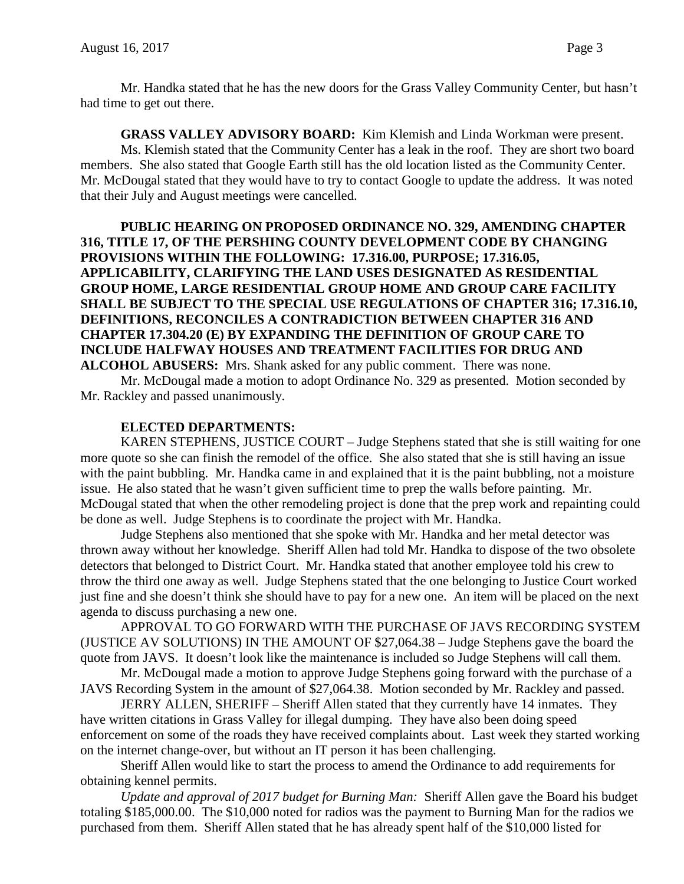Mr. Handka stated that he has the new doors for the Grass Valley Community Center, but hasn't had time to get out there.

**GRASS VALLEY ADVISORY BOARD:** Kim Klemish and Linda Workman were present.

Ms. Klemish stated that the Community Center has a leak in the roof. They are short two board members. She also stated that Google Earth still has the old location listed as the Community Center. Mr. McDougal stated that they would have to try to contact Google to update the address. It was noted that their July and August meetings were cancelled.

**PUBLIC HEARING ON PROPOSED ORDINANCE NO. 329, AMENDING CHAPTER 316, TITLE 17, OF THE PERSHING COUNTY DEVELOPMENT CODE BY CHANGING PROVISIONS WITHIN THE FOLLOWING: 17.316.00, PURPOSE; 17.316.05, APPLICABILITY, CLARIFYING THE LAND USES DESIGNATED AS RESIDENTIAL GROUP HOME, LARGE RESIDENTIAL GROUP HOME AND GROUP CARE FACILITY SHALL BE SUBJECT TO THE SPECIAL USE REGULATIONS OF CHAPTER 316; 17.316.10, DEFINITIONS, RECONCILES A CONTRADICTION BETWEEN CHAPTER 316 AND CHAPTER 17.304.20 (E) BY EXPANDING THE DEFINITION OF GROUP CARE TO INCLUDE HALFWAY HOUSES AND TREATMENT FACILITIES FOR DRUG AND ALCOHOL ABUSERS:** Mrs. Shank asked for any public comment. There was none.

Mr. McDougal made a motion to adopt Ordinance No. 329 as presented. Motion seconded by Mr. Rackley and passed unanimously.

**ELECTED DEPARTMENTS:**

KAREN STEPHENS, JUSTICE COURT – Judge Stephens stated that she is still waiting for one more quote so she can finish the remodel of the office. She also stated that she is still having an issue with the paint bubbling. Mr. Handka came in and explained that it is the paint bubbling, not a moisture issue. He also stated that he wasn't given sufficient time to prep the walls before painting. Mr. McDougal stated that when the other remodeling project is done that the prep work and repainting could be done as well. Judge Stephens is to coordinate the project with Mr. Handka.

Judge Stephens also mentioned that she spoke with Mr. Handka and her metal detector was thrown away without her knowledge. Sheriff Allen had told Mr. Handka to dispose of the two obsolete detectors that belonged to District Court. Mr. Handka stated that another employee told his crew to throw the third one away as well. Judge Stephens stated that the one belonging to Justice Court worked just fine and she doesn't think she should have to pay for a new one. An item will be placed on the next agenda to discuss purchasing a new one.

APPROVAL TO GO FORWARD WITH THE PURCHASE OF JAVS RECORDING SYSTEM (JUSTICE AV SOLUTIONS) IN THE AMOUNT OF $27,064.38 – Judge Stephens gave the board the quote from JAVS. It doesn't look like the maintenance is included so Judge Stephens will call them.

Mr. McDougal made a motion to approve Judge Stephens going forward with the purchase of a JAVS Recording System in the amount of $27,064.38. Motion seconded by Mr. Rackley and passed.

JERRY ALLEN, SHERIFF – Sheriff Allen stated that they currently have 14 inmates. They have written citations in Grass Valley for illegal dumping. They have also been doing speed enforcement on some of the roads they have received complaints about. Last week they started working on the internet change-over, but without an IT person it has been challenging.

Sheriff Allen would like to start the process to amend the Ordinance to add requirements for obtaining kennel permits.

*Update and approval of 2017 budget for Burning Man:* Sheriff Allen gave the Board his budget totaling $185,000.00. The $10,000 noted for radios was the payment to Burning Man for the radios we purchased from them. Sheriff Allen stated that he has already spent half of the $10,000 listed for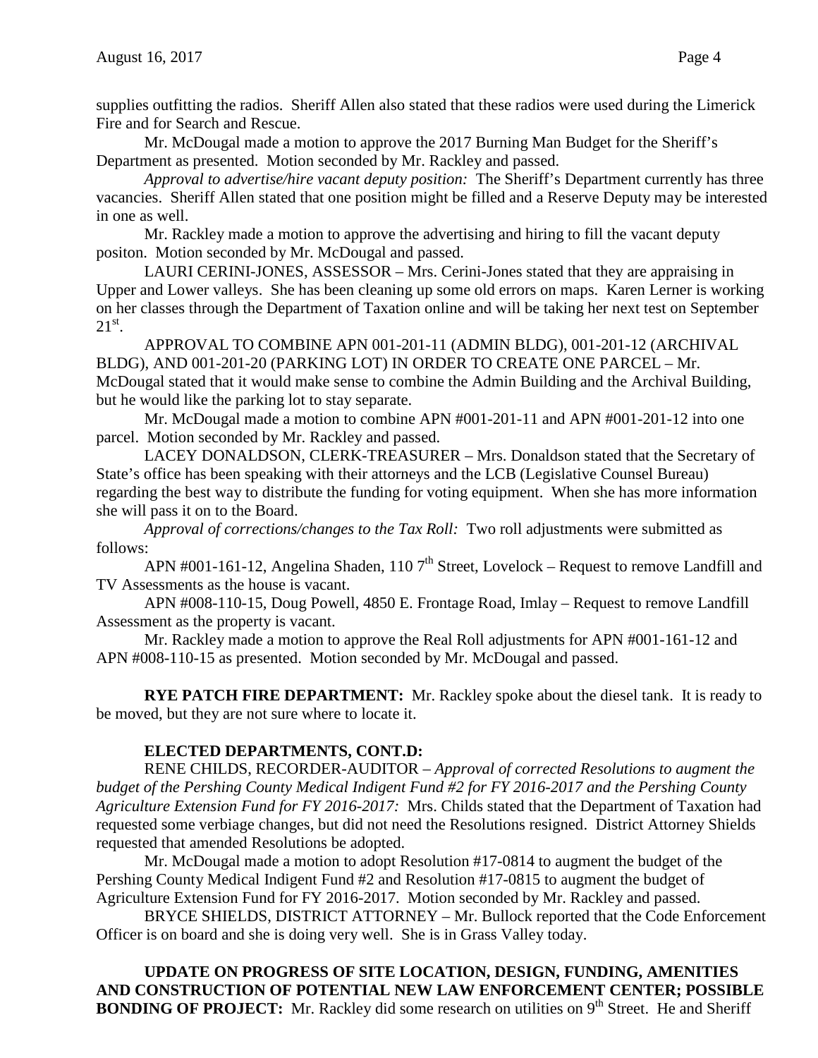supplies outfitting the radios. Sheriff Allen also stated that these radios were used during the Limerick Fire and for Search and Rescue.

Mr. McDougal made a motion to approve the 2017 Burning Man Budget for the Sheriff's Department as presented. Motion seconded by Mr. Rackley and passed.

*Approval to advertise/hire vacant deputy position:* The Sheriff's Department currently has three vacancies. Sheriff Allen stated that one position might be filled and a Reserve Deputy may be interested in one as well.

Mr. Rackley made a motion to approve the advertising and hiring to fill the vacant deputy positon. Motion seconded by Mr. McDougal and passed.

LAURI CERINI-JONES, ASSESSOR – Mrs. Cerini-Jones stated that they are appraising in Upper and Lower valleys. She has been cleaning up some old errors on maps. Karen Lerner is working on her classes through the Department of Taxation online and will be taking her next test on September 21st.

APPROVAL TO COMBINE APN 001-201-11 (ADMIN BLDG), 001-201-12 (ARCHIVAL BLDG), AND 001-201-20 (PARKING LOT) IN ORDER TO CREATE ONE PARCEL – Mr. McDougal stated that it would make sense to combine the Admin Building and the Archival Building, but he would like the parking lot to stay separate.

Mr. McDougal made a motion to combine APN #001-201-11 and APN #001-201-12 into one parcel. Motion seconded by Mr. Rackley and passed.

LACEY DONALDSON, CLERK-TREASURER – Mrs. Donaldson stated that the Secretary of State's office has been speaking with their attorneys and the LCB (Legislative Counsel Bureau) regarding the best way to distribute the funding for voting equipment. When she has more information she will pass it on to the Board.

*Approval of corrections/changes to the Tax Roll:* Two roll adjustments were submitted as follows:

APN #001-161-12, Angelina Shaden, 110 7th Street, Lovelock – Request to remove Landfill and TV Assessments as the house is vacant.

APN #008-110-15, Doug Powell, 4850 E. Frontage Road, Imlay – Request to remove Landfill Assessment as the property is vacant.

Mr. Rackley made a motion to approve the Real Roll adjustments for APN #001-161-12 and APN #008-110-15 as presented. Motion seconded by Mr. McDougal and passed.

**RYE PATCH FIRE DEPARTMENT:** Mr. Rackley spoke about the diesel tank. It is ready to be moved, but they are not sure where to locate it.

**ELECTED DEPARTMENTS, CONT.D:**

RENE CHILDS, RECORDER-AUDITOR – *Approval of corrected Resolutions to augment the budget of the Pershing County Medical Indigent Fund #2 for FY 2016-2017 and the Pershing County Agriculture Extension Fund for FY 2016-2017:* Mrs. Childs stated that the Department of Taxation had requested some verbiage changes, but did not need the Resolutions resigned. District Attorney Shields requested that amended Resolutions be adopted.

Mr. McDougal made a motion to adopt Resolution #17-0814 to augment the budget of the Pershing County Medical Indigent Fund #2 and Resolution #17-0815 to augment the budget of Agriculture Extension Fund for FY 2016-2017. Motion seconded by Mr. Rackley and passed.

BRYCE SHIELDS, DISTRICT ATTORNEY – Mr. Bullock reported that the Code Enforcement Officer is on board and she is doing very well. She is in Grass Valley today.

**UPDATE ON PROGRESS OF SITE LOCATION, DESIGN, FUNDING, AMENITIES AND CONSTRUCTION OF POTENTIAL NEW LAW ENFORCEMENT CENTER; POSSIBLE BONDING OF PROJECT:** Mr. Rackley did some research on utilities on 9th Street. He and Sheriff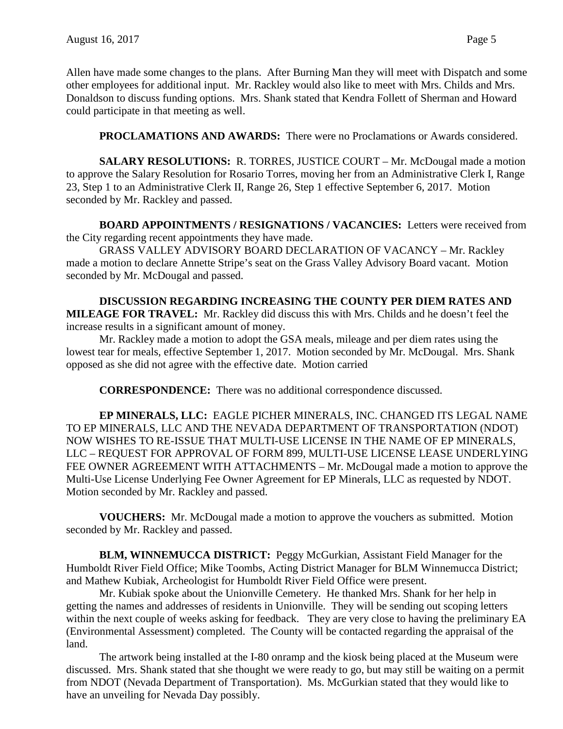Allen have made some changes to the plans. After Burning Man they will meet with Dispatch and some other employees for additional input. Mr. Rackley would also like to meet with Mrs. Childs and Mrs. Donaldson to discuss funding options. Mrs. Shank stated that Kendra Follett of Sherman and Howard could participate in that meeting as well.

**PROCLAMATIONS AND AWARDS:** There were no Proclamations or Awards considered.

**SALARY RESOLUTIONS:** R. TORRES, JUSTICE COURT – Mr. McDougal made a motion to approve the Salary Resolution for Rosario Torres, moving her from an Administrative Clerk I, Range 23, Step 1 to an Administrative Clerk II, Range 26, Step 1 effective September 6, 2017. Motion seconded by Mr. Rackley and passed.

**BOARD APPOINTMENTS / RESIGNATIONS / VACANCIES:** Letters were received from the City regarding recent appointments they have made.

GRASS VALLEY ADVISORY BOARD DECLARATION OF VACANCY – Mr. Rackley made a motion to declare Annette Stripe's seat on the Grass Valley Advisory Board vacant. Motion seconded by Mr. McDougal and passed.

**DISCUSSION REGARDING INCREASING THE COUNTY PER DIEM RATES AND MILEAGE FOR TRAVEL:** Mr. Rackley did discuss this with Mrs. Childs and he doesn't feel the increase results in a significant amount of money.

Mr. Rackley made a motion to adopt the GSA meals, mileage and per diem rates using the lowest tear for meals, effective September 1, 2017. Motion seconded by Mr. McDougal. Mrs. Shank opposed as she did not agree with the effective date. Motion carried

**CORRESPONDENCE:** There was no additional correspondence discussed.

**EP MINERALS, LLC:** EAGLE PICHER MINERALS, INC. CHANGED ITS LEGAL NAME TO EP MINERALS, LLC AND THE NEVADA DEPARTMENT OF TRANSPORTATION (NDOT) NOW WISHES TO RE-ISSUE THAT MULTI-USE LICENSE IN THE NAME OF EP MINERALS, LLC – REQUEST FOR APPROVAL OF FORM 899, MULTI-USE LICENSE LEASE UNDERLYING FEE OWNER AGREEMENT WITH ATTACHMENTS – Mr. McDougal made a motion to approve the Multi-Use License Underlying Fee Owner Agreement for EP Minerals, LLC as requested by NDOT. Motion seconded by Mr. Rackley and passed.

**VOUCHERS:** Mr. McDougal made a motion to approve the vouchers as submitted. Motion seconded by Mr. Rackley and passed.

**BLM, WINNEMUCCA DISTRICT:** Peggy McGurkian, Assistant Field Manager for the Humboldt River Field Office; Mike Toombs, Acting District Manager for BLM Winnemucca District; and Mathew Kubiak, Archeologist for Humboldt River Field Office were present.

Mr. Kubiak spoke about the Unionville Cemetery. He thanked Mrs. Shank for her help in getting the names and addresses of residents in Unionville. They will be sending out scoping letters within the next couple of weeks asking for feedback. They are very close to having the preliminary EA (Environmental Assessment) completed. The County will be contacted regarding the appraisal of the land.

The artwork being installed at the I-80 onramp and the kiosk being placed at the Museum were discussed. Mrs. Shank stated that she thought we were ready to go, but may still be waiting on a permit from NDOT (Nevada Department of Transportation). Ms. McGurkian stated that they would like to have an unveiling for Nevada Day possibly.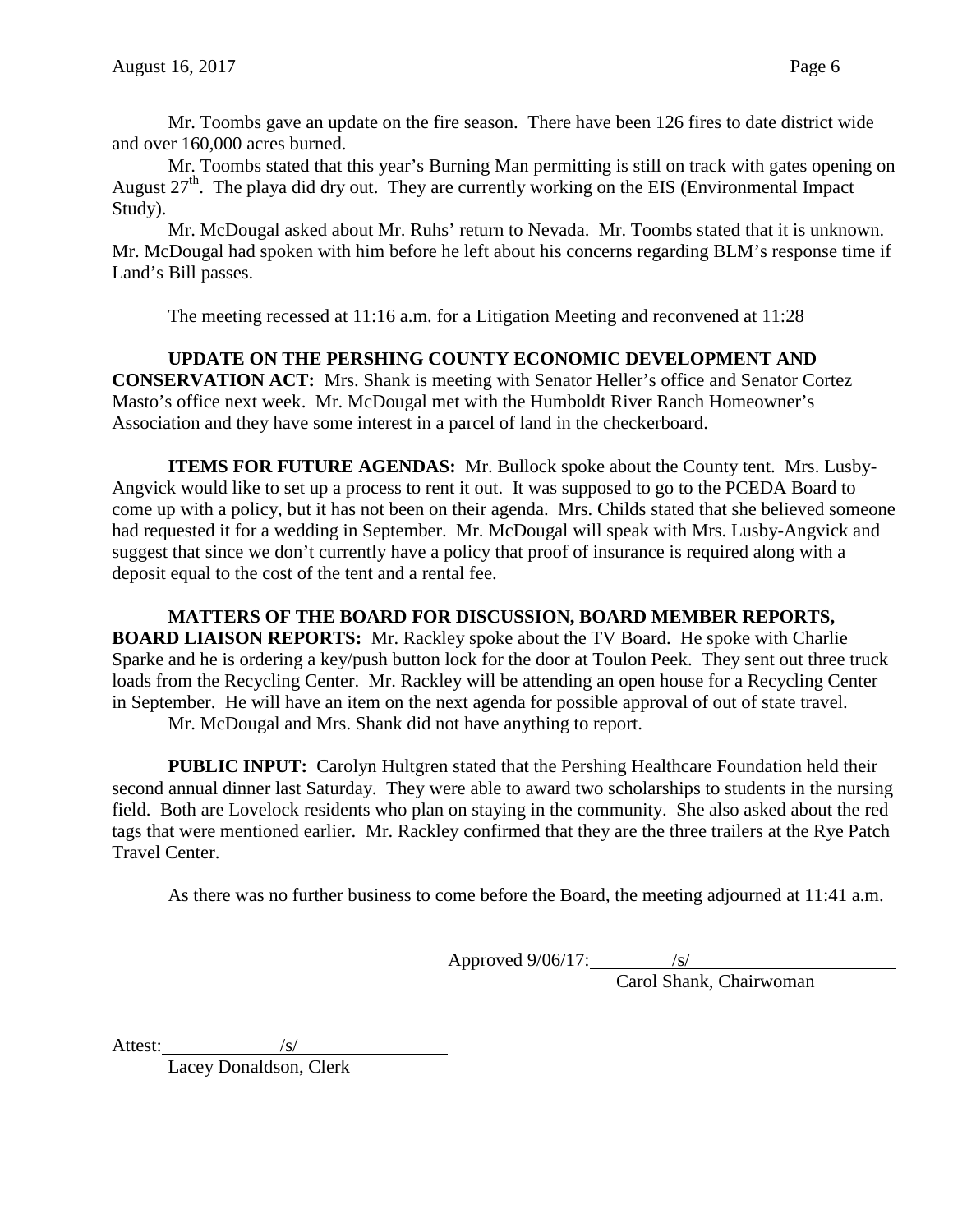Mr. Toombs gave an update on the fire season. There have been 126 fires to date district wide and over 160,000 acres burned.

Mr. Toombs stated that this year's Burning Man permitting is still on track with gates opening on August 27th. The playa did dry out. They are currently working on the EIS (Environmental Impact Study).

Mr. McDougal asked about Mr. Ruhs' return to Nevada. Mr. Toombs stated that it is unknown. Mr. McDougal had spoken with him before he left about his concerns regarding BLM's response time if Land's Bill passes.

The meeting recessed at 11:16 a.m. for a Litigation Meeting and reconvened at 11:28

**UPDATE ON THE PERSHING COUNTY ECONOMIC DEVELOPMENT AND CONSERVATION ACT:** Mrs. Shank is meeting with Senator Heller's office and Senator Cortez Masto's office next week. Mr. McDougal met with the Humboldt River Ranch Homeowner's Association and they have some interest in a parcel of land in the checkerboard.

**ITEMS FOR FUTURE AGENDAS:** Mr. Bullock spoke about the County tent. Mrs. Lusby-Angvick would like to set up a process to rent it out. It was supposed to go to the PCEDA Board to come up with a policy, but it has not been on their agenda. Mrs. Childs stated that she believed someone had requested it for a wedding in September. Mr. McDougal will speak with Mrs. Lusby-Angvick and suggest that since we don't currently have a policy that proof of insurance is required along with a deposit equal to the cost of the tent and a rental fee.

**MATTERS OF THE BOARD FOR DISCUSSION, BOARD MEMBER REPORTS, BOARD LIAISON REPORTS:** Mr. Rackley spoke about the TV Board. He spoke with Charlie Sparke and he is ordering a key/push button lock for the door at Toulon Peek. They sent out three truck loads from the Recycling Center. Mr. Rackley will be attending an open house for a Recycling Center in September. He will have an item on the next agenda for possible approval of out of state travel.

Mr. McDougal and Mrs. Shank did not have anything to report.

**PUBLIC INPUT:** Carolyn Hultgren stated that the Pershing Healthcare Foundation held their second annual dinner last Saturday. They were able to award two scholarships to students in the nursing field. Both are Lovelock residents who plan on staying in the community. She also asked about the red tags that were mentioned earlier. Mr. Rackley confirmed that they are the three trailers at the Rye Patch Travel Center.

As there was no further business to come before the Board, the meeting adjourned at 11:41 a.m.

Approved 9/06/17: /s/
Carol Shank, Chairwoman

Attest: /s/
Lacey Donaldson, Clerk